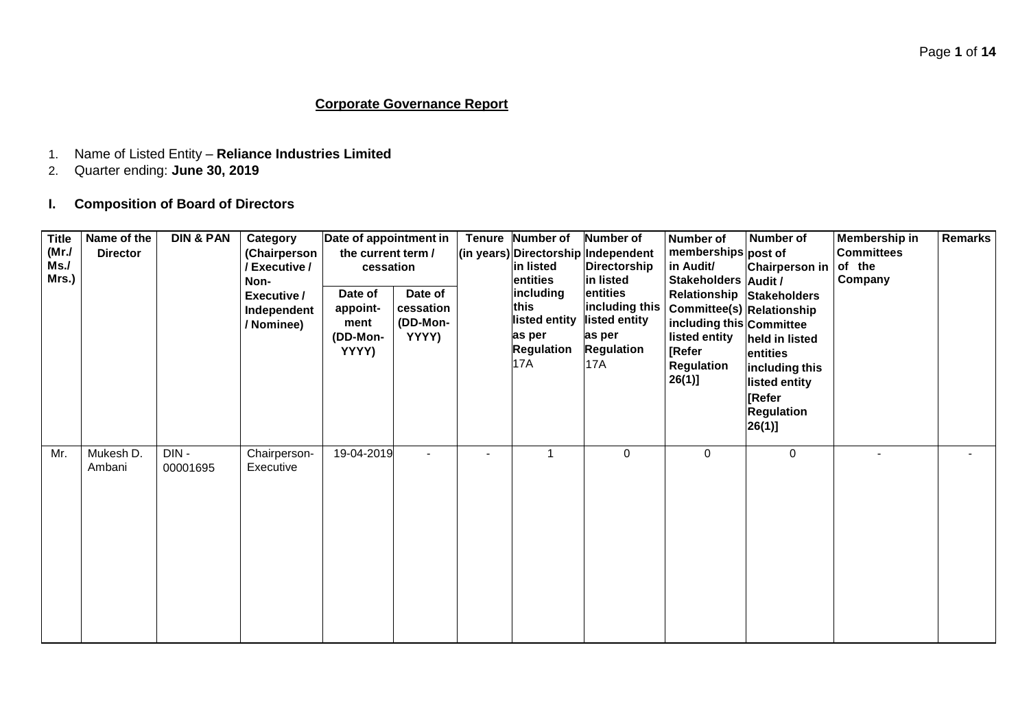# Corporate Governance Report

1. Name of Listed Entity – **Reliance Industries Limited**
2. Quarter ending: **June 30, 2019**

## I. Composition of Board of Directors

| Title (Mr./ Ms./ Mrs.) | Name of the Director | DIN & PAN | Category (Chairperson / Executive / Non-Executive / Independent / Nominee) | Date of appointment in the current term / cessation | | Tenure (in years) | Number of Directorship in listed entities including this listed entity as per Regulation 17A | Number of Independent Directorship in listed entities including this listed entity as per Regulation 17A | Number of memberships in Audit/ Stakeholders Relationship Committee(s) including this listed entity [Refer Regulation 26(1)] | Number of post of Chairperson in Audit / Stakeholders Relationship Committee held in listed entities including this listed entity [Refer Regulation 26(1)] | Membership in Committees of the Company | Remarks |
|---|---|---|---|---|---|---|---|---|---|---|---|---|
| | | | | Date of appoint-ment (DD-Mon-YYYY) | Date of cessation (DD-Mon-YYYY) | | | | | | | |
| Mr. | Mukesh D. Ambani | DIN - 00001695 | Chairperson-Executive | 19-04-2019 | - | - | 1 | 0 | 0 | 0 | - | - |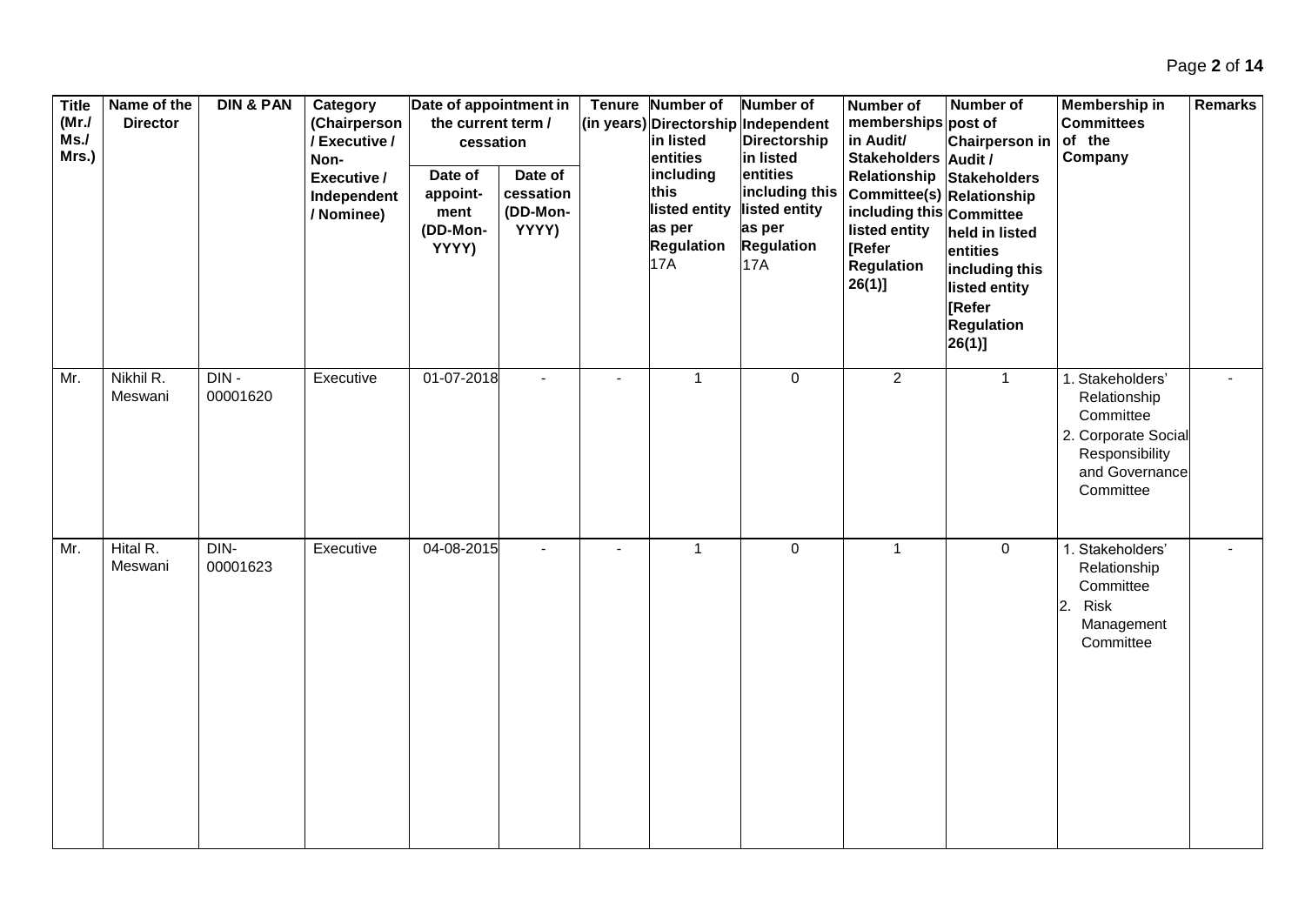| Title (Mr./ Ms./ Mrs.) | Name of the Director | DIN & PAN | Category (Chairperson / Executive / Non-Executive / Independent / Nominee) | Date of appointment in the current term / cessation | | Tenure (in years) | Number of Directorship in listed entities including this listed entity as per Regulation 17A | Number of Independent Directorship in listed entities including this listed entity as per Regulation 17A | Number of memberships in Audit/ Stakeholders Relationship Committee(s) including this listed entity [Refer Regulation 26(1)] | Number of post of Chairperson in Audit / Stakeholders Relationship Committee held in listed entities including this listed entity [Refer Regulation 26(1)] | Membership in Committees of the Company | Remarks |
|---|---|---|---|---|---|---|---|---|---|---|---|---|
| | | | | Date of appoint-ment (DD-Mon-YYYY) | Date of cessation (DD-Mon-YYYY) | | | | | | | |
| Mr. | Nikhil R. Meswani | DIN - 00001620 | Executive | 01-07-2018 | - | - | 1 | 0 | 2 | 1 | 1. Stakeholders' Relationship Committee 2. Corporate Social Responsibility and Governance Committee | - |
| Mr. | Hital R. Meswani | DIN- 00001623 | Executive | 04-08-2015 | - | - | 1 | 0 | 1 | 0 | 1. Stakeholders' Relationship Committee 2. Risk Management Committee | - |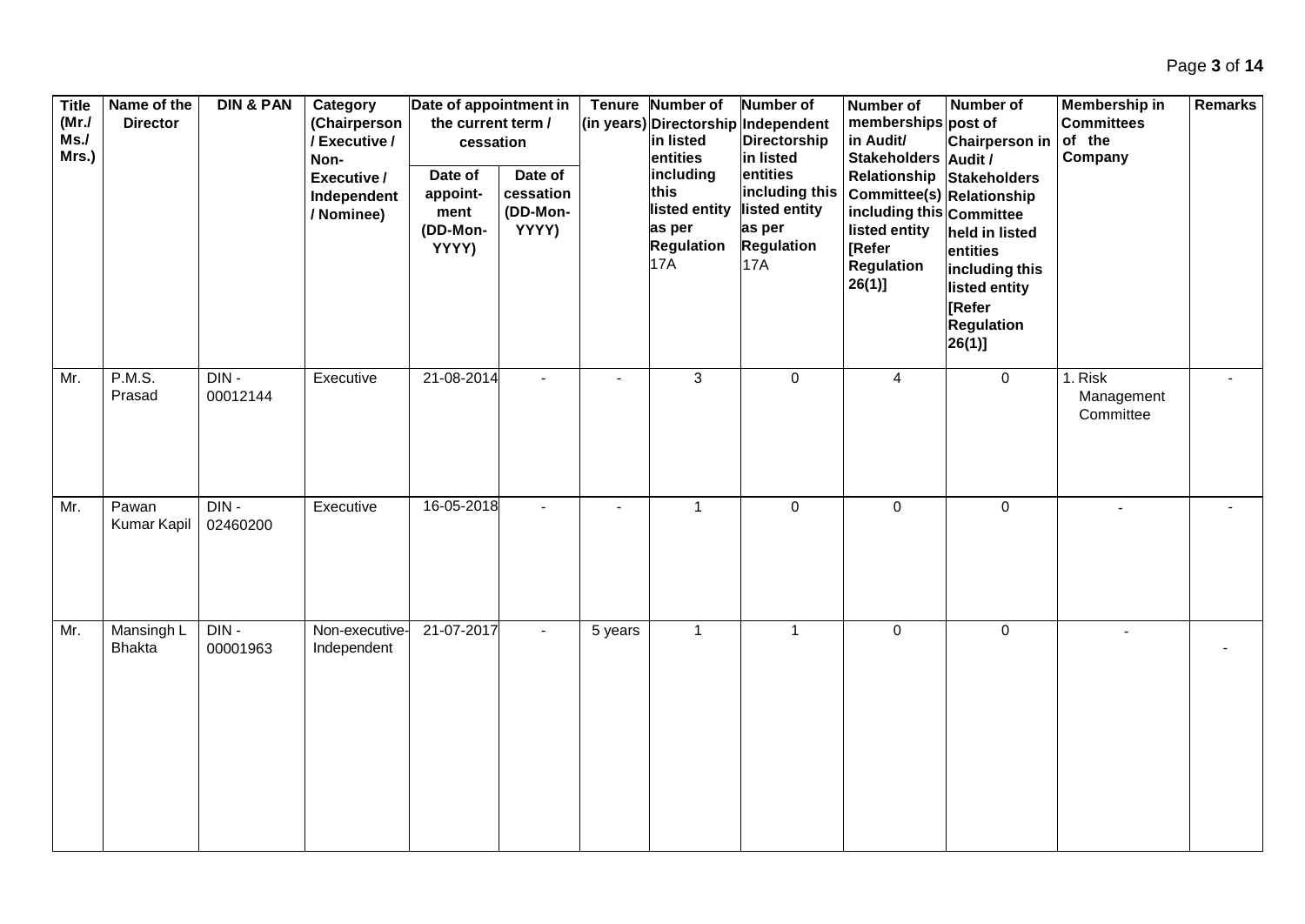| Title (Mr./ Ms./ Mrs.) | Name of the Director | DIN & PAN | Category (Chairperson / Executive / Non-Executive / Independent / Nominee) | Date of appointment in the current term / cessation | | Tenure (in years) | Number of Directorship in listed entities including this listed entity as per Regulation 17A | Number of Independent Directorship in listed entities including this listed entity as per Regulation 17A | Number of memberships in Audit/ Stakeholders Relationship Committee(s) including this listed entity [Refer Regulation 26(1)] | Number of post of Chairperson in Audit / Stakeholders Relationship Committee held in listed entities including this listed entity [Refer Regulation 26(1)] | Membership in Committees of the Company | Remarks |
|---|---|---|---|---|---|---|---|---|---|---|---|---|
| | | | | Date of appoint-ment (DD-Mon-YYYY) | Date of cessation (DD-Mon-YYYY) | | | | | | | |
| Mr. | P.M.S. Prasad | DIN - 00012144 | Executive | 21-08-2014 | - | - | 3 | 0 | 4 | 0 | 1. Risk Management Committee | - |
| Mr. | Pawan Kumar Kapil | DIN - 02460200 | Executive | 16-05-2018 | - | - | 1 | 0 | 0 | 0 | - | - |
| Mr. | Mansingh L Bhakta | DIN - 00001963 | Non-executive-Independent | 21-07-2017 | - | 5 years | 1 | 1 | 0 | 0 | - | - |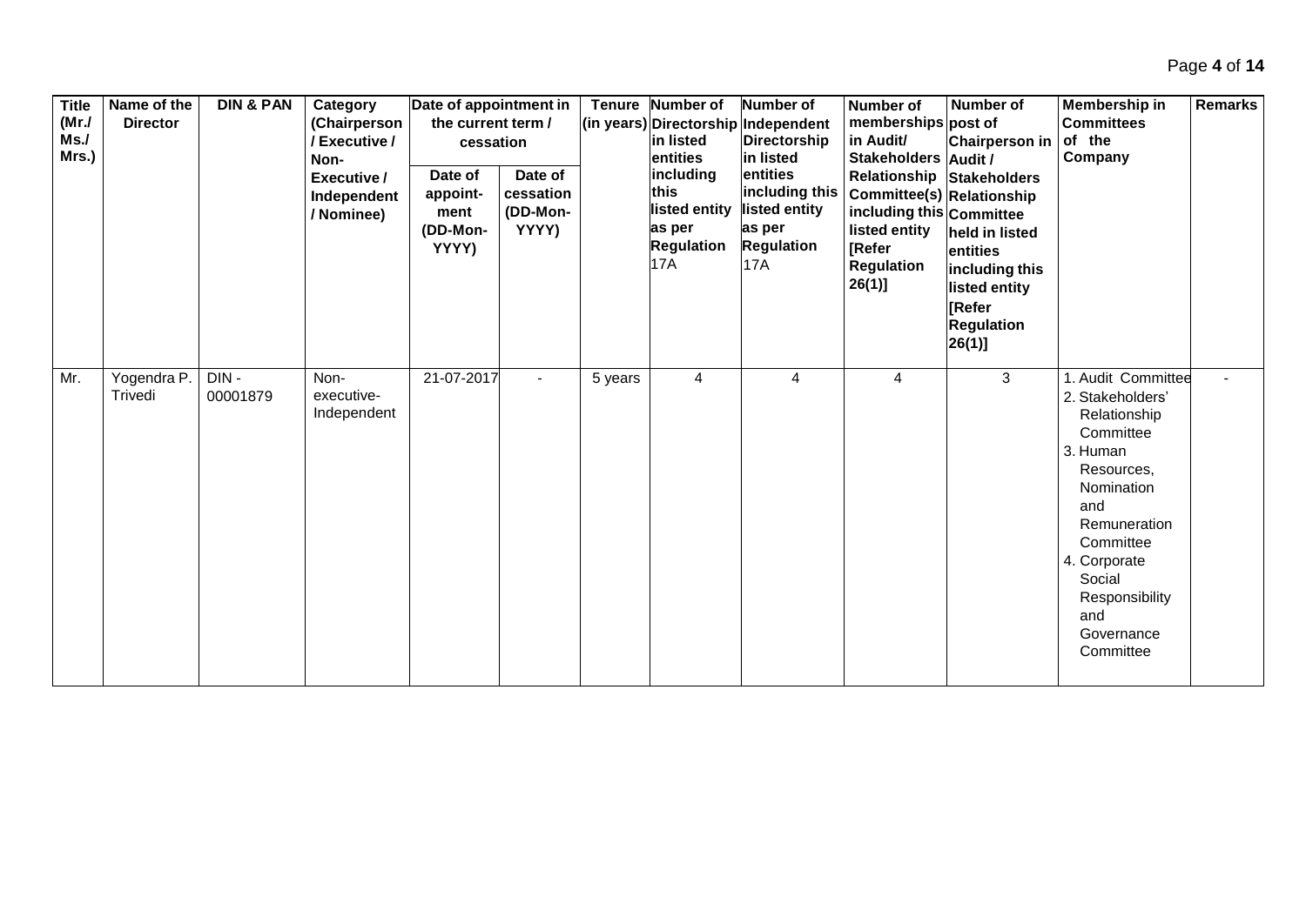| Title (Mr./ Ms./ Mrs.) | Name of the Director | DIN & PAN | Category (Chairperson / Executive / Non-Executive / Independent / Nominee) | Date of appointment in the current term / cessation | | Tenure (in years) | Number of Directorship in listed entities including this listed entity as per Regulation 17A | Number of Independent Directorship in listed entities including this listed entity as per Regulation 17A | Number of memberships in Audit/ Stakeholders Relationship Committee(s) including this listed entity [Refer Regulation 26(1)] | Number of post of Chairperson in Audit / Stakeholders Relationship Committee held in listed entities including this listed entity [Refer Regulation 26(1)] | Membership in Committees of the Company | Remarks |
|---|---|---|---|---|---|---|---|---|---|---|---|---|
| | | | | Date of appoint-ment (DD-Mon-YYYY) | Date of cessation (DD-Mon-YYYY) | | | | | | | |
| Mr. | Yogendra P. Trivedi | DIN - 00001879 | Non-executive-Independent | 21-07-2017 | - | 5 years | 4 | 4 | 4 | 3 | 1. Audit Committee 2. Stakeholders' Relationship Committee 3. Human Resources, Nomination and Remuneration Committee 4. Corporate Social Responsibility and Governance Committee | - |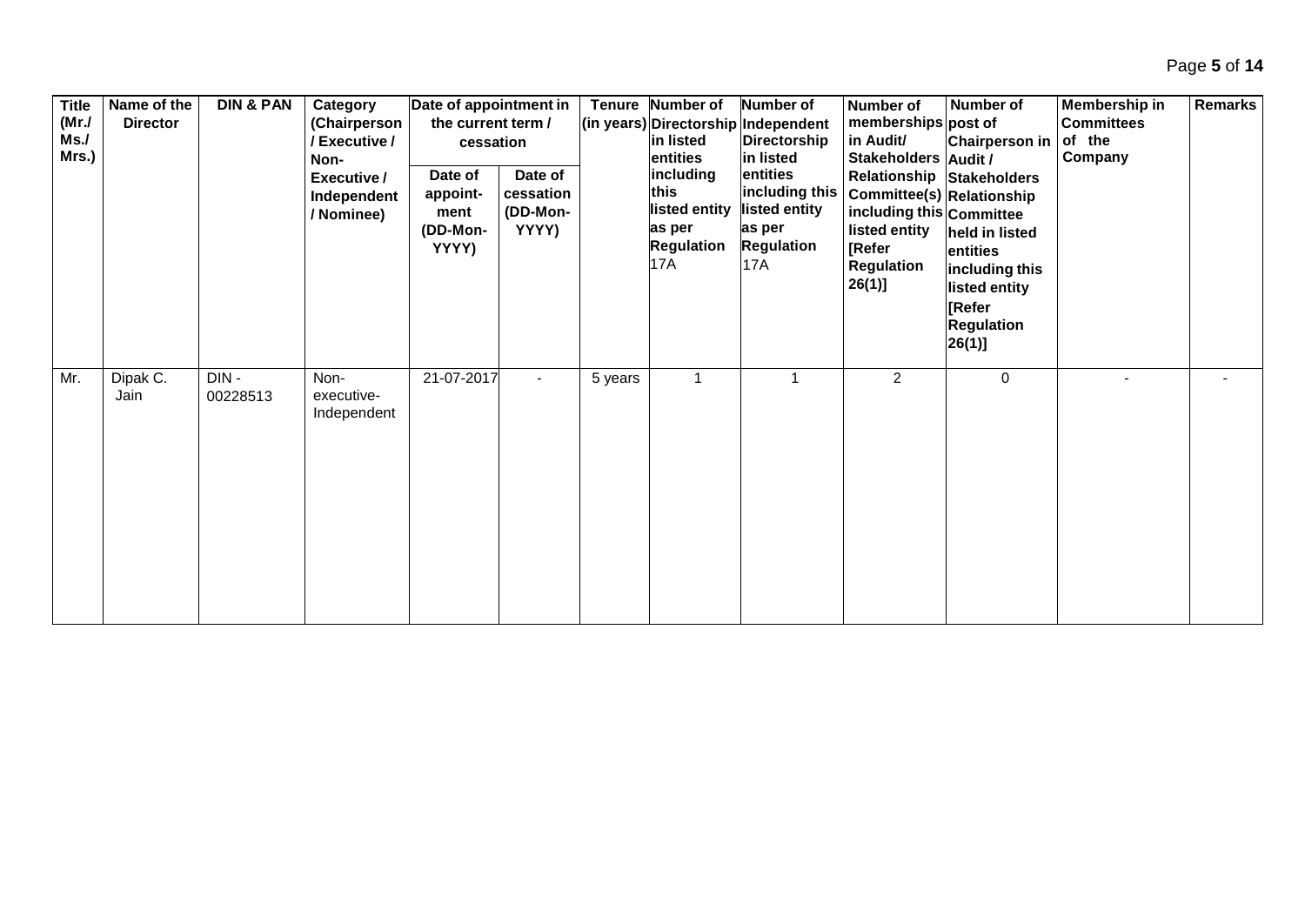| Title (Mr./ Ms./ Mrs.) | Name of the Director | DIN & PAN | Category (Chairperson / Executive / Non-Executive / Independent / Nominee) | Date of appointment in the current term / cessation | | Tenure (in years) | Number of Directorship in listed entities including this listed entity as per Regulation 17A | Number of Independent Directorship in listed entities including this listed entity as per Regulation 17A | Number of memberships in Audit/ Stakeholders Relationship Committee(s) including this listed entity [Refer Regulation 26(1)] | Number of post of Chairperson in Audit / Stakeholders Relationship Committee held in listed entities including this listed entity [Refer Regulation 26(1)] | Membership in Committees of the Company | Remarks |
|---|---|---|---|---|---|---|---|---|---|---|---|---|
| | | | | Date of appoint-ment (DD-Mon-YYYY) | Date of cessation (DD-Mon-YYYY) | | | | | | | |
| Mr. | Dipak C. Jain | DIN - 00228513 | Non-executive-Independent | 21-07-2017 | - | 5 years | 1 | 1 | 2 | 0 | - | - |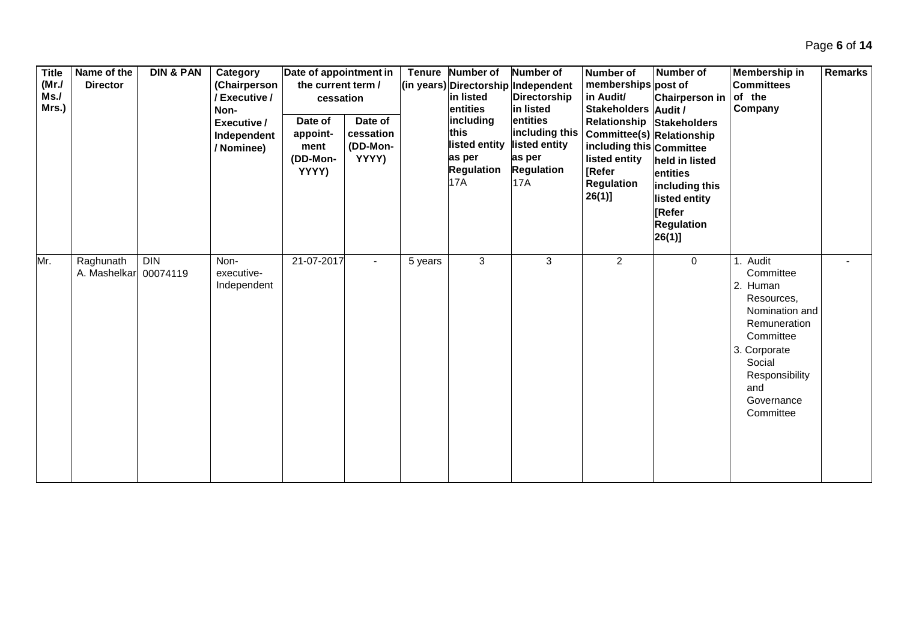| Title (Mr./ Ms./ Mrs.) | Name of the Director | DIN & PAN | Category (Chairperson / Executive / Non-Executive / Independent / Nominee) | Date of appointment in the current term / cessation | | Tenure (in years) | Number of Directorship in listed entities including this listed entity as per Regulation 17A | Number of Independent Directorship in listed entities including this listed entity as per Regulation 17A | Number of memberships in Audit/ Stakeholders Relationship Committee(s) including this listed entity [Refer Regulation 26(1)] | Number of post of Chairperson in Audit / Stakeholders Relationship Committee held in listed entities including this listed entity [Refer Regulation 26(1)] | Membership in Committees of the Company | Remarks |
|---|---|---|---|---|---|---|---|---|---|---|---|---|
| | | | | Date of appoint-ment (DD-Mon-YYYY) | Date of cessation (DD-Mon-YYYY) | | | | | | | |
| Mr. | Raghunath A. Mashelkar | DIN 00074119 | Non-executive-Independent | 21-07-2017 | - | 5 years | 3 | 3 | 2 | 0 | 1. Audit Committee 2. Human Resources, Nomination and Remuneration Committee 3. Corporate Social Responsibility and Governance Committee | - |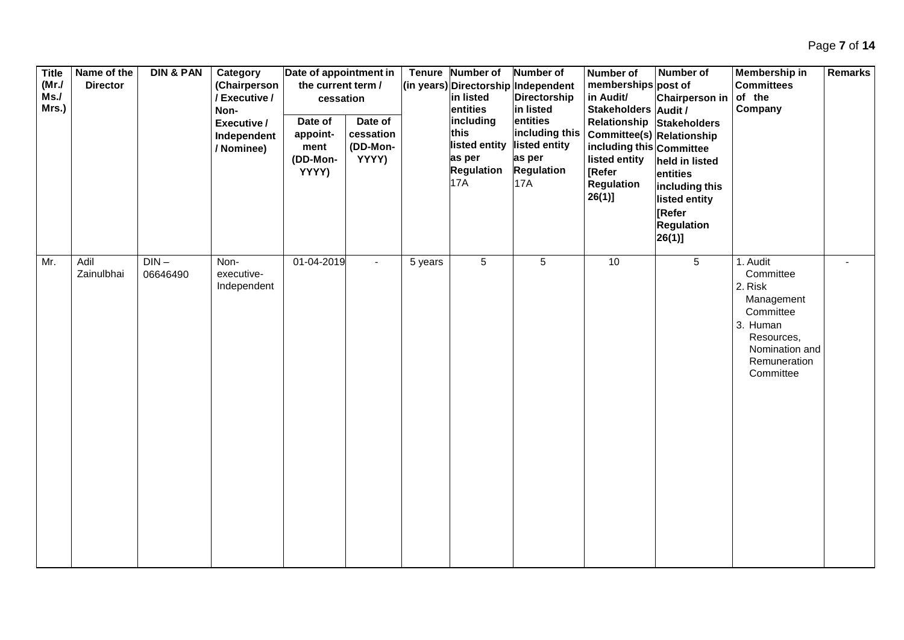| Title (Mr./ Ms./ Mrs.) | Name of the Director | DIN & PAN | Category (Chairperson / Executive / Non-Executive / Independent / Nominee) | Date of appointment in the current term / cessation | | Tenure (in years) | Number of Directorship in listed entities including this listed entity as per Regulation 17A | Number of Independent Directorship in listed entities including this listed entity as per Regulation 17A | Number of memberships in Audit/ Stakeholders Relationship Committee(s) including this listed entity [Refer Regulation 26(1)] | Number of post of Chairperson in Audit / Stakeholders Relationship Committee held in listed entities including this listed entity [Refer Regulation 26(1)] | Membership in Committees of the Company | Remarks |
|---|---|---|---|---|---|---|---|---|---|---|---|---|
| | | | | Date of appoint-ment (DD-Mon-YYYY) | Date of cessation (DD-Mon-YYYY) | | | | | | | |
| Mr. | Adil Zainulbhai | DIN – 06646490 | Non-executive-Independent | 01-04-2019 | - | 5 years | 5 | 5 | 10 | 5 | 1. Audit Committee 2. Risk Management Committee 3. Human Resources, Nomination and Remuneration Committee | - |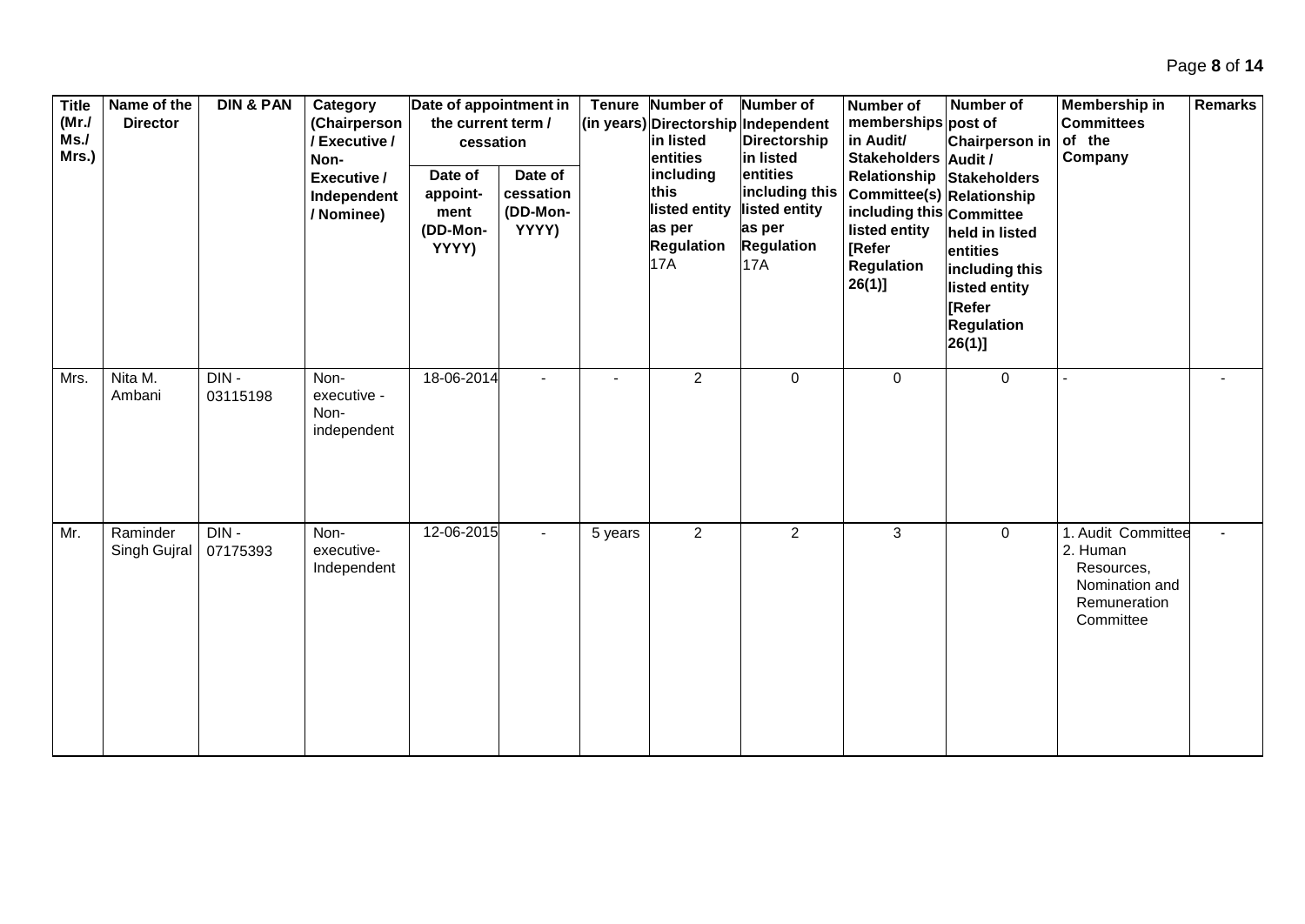| Title (Mr./ Ms./ Mrs.) | Name of the Director | DIN & PAN | Category (Chairperson / Executive / Non-Executive / Independent / Nominee) | Date of appointment in the current term / cessation | | Tenure (in years) | Number of Directorship in listed entities including this listed entity as per Regulation 17A | Number of Independent Directorship in listed entities including this listed entity as per Regulation 17A | Number of memberships in Audit/ Stakeholders Relationship Committee(s) including this listed entity [Refer Regulation 26(1)] | Number of post of Chairperson in Audit / Stakeholders Relationship Committee held in listed entities including this listed entity [Refer Regulation 26(1)] | Membership in Committees of the Company | Remarks |
|---|---|---|---|---|---|---|---|---|---|---|---|---|
| | | | | Date of appoint-ment (DD-Mon-YYYY) | Date of cessation (DD-Mon-YYYY) | | | | | | | |
| Mrs. | Nita M. Ambani | DIN - 03115198 | Non-executive - Non-independent | 18-06-2014 | - | - | 2 | 0 | 0 | 0 | - | - |
| Mr. | Raminder Singh Gujral | DIN - 07175393 | Non-executive-Independent | 12-06-2015 | - | 5 years | 2 | 2 | 3 | 0 | 1. Audit Committee 2. Human Resources, Nomination and Remuneration Committee | - |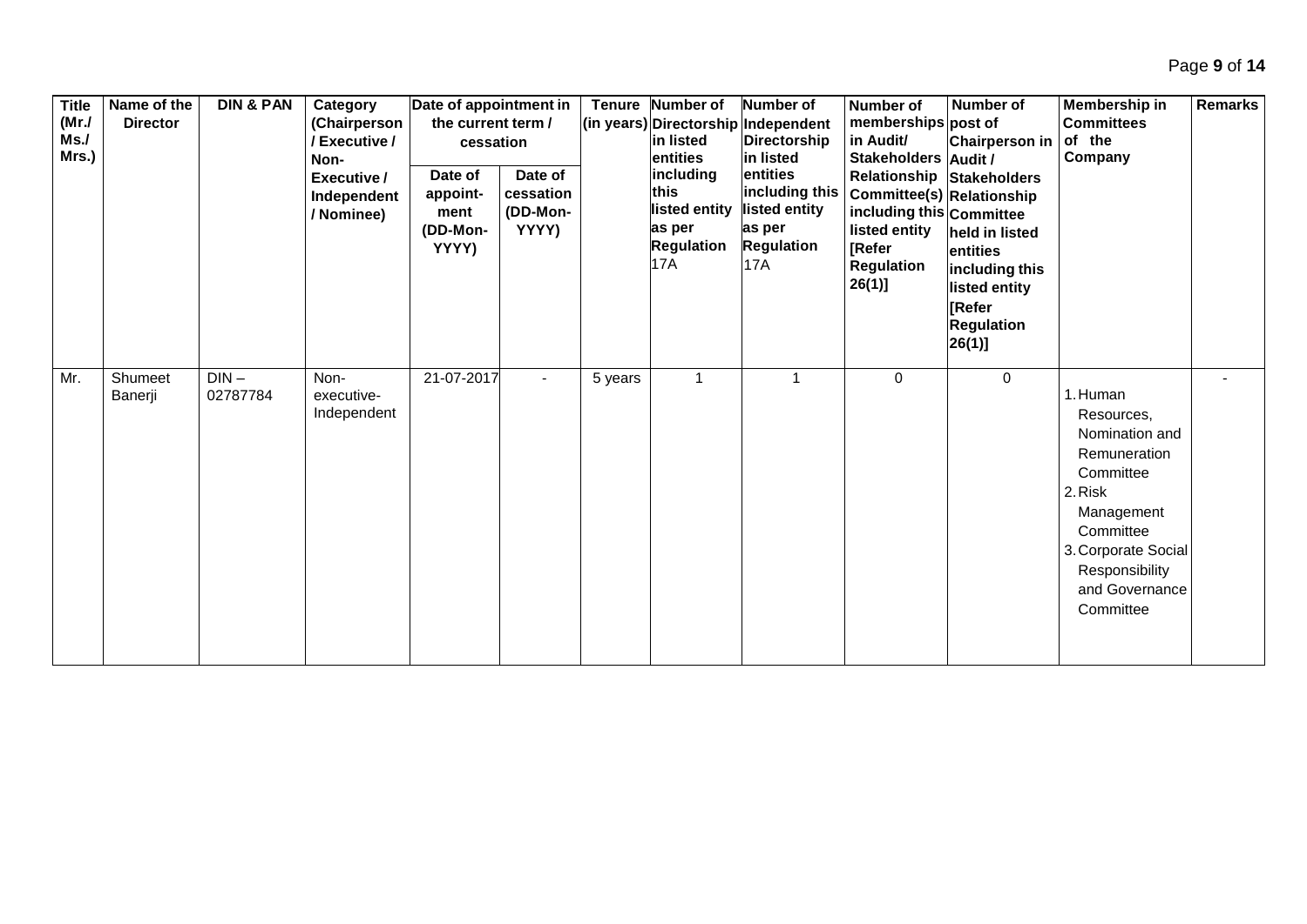| Title (Mr./ Ms./ Mrs.) | Name of the Director | DIN & PAN | Category (Chairperson / Executive / Non-Executive / Independent / Nominee) | Date of appointment in the current term / cessation | | Tenure (in years) | Number of Directorship in listed entities including this listed entity as per Regulation 17A | Number of Independent Directorship in listed entities including this listed entity as per Regulation 17A | Number of memberships in Audit/ Stakeholders Relationship Committee(s) including this listed entity [Refer Regulation 26(1)] | Number of post of Chairperson in Audit / Stakeholders Relationship Committee held in listed entities including this listed entity [Refer Regulation 26(1)] | Membership in Committees of the Company | Remarks |
|---|---|---|---|---|---|---|---|---|---|---|---|---|
| | | | | Date of appoint-ment (DD-Mon-YYYY) | Date of cessation (DD-Mon-YYYY) | | | | | | | |
| Mr. | Shumeet Banerji | DIN – 02787784 | Non-executive-Independent | 21-07-2017 | - | 5 years | 1 | 1 | 0 | 0 | 1. Human Resources, Nomination and Remuneration Committee<br>2. Risk Management Committee<br>3. Corporate Social Responsibility and Governance Committee | - |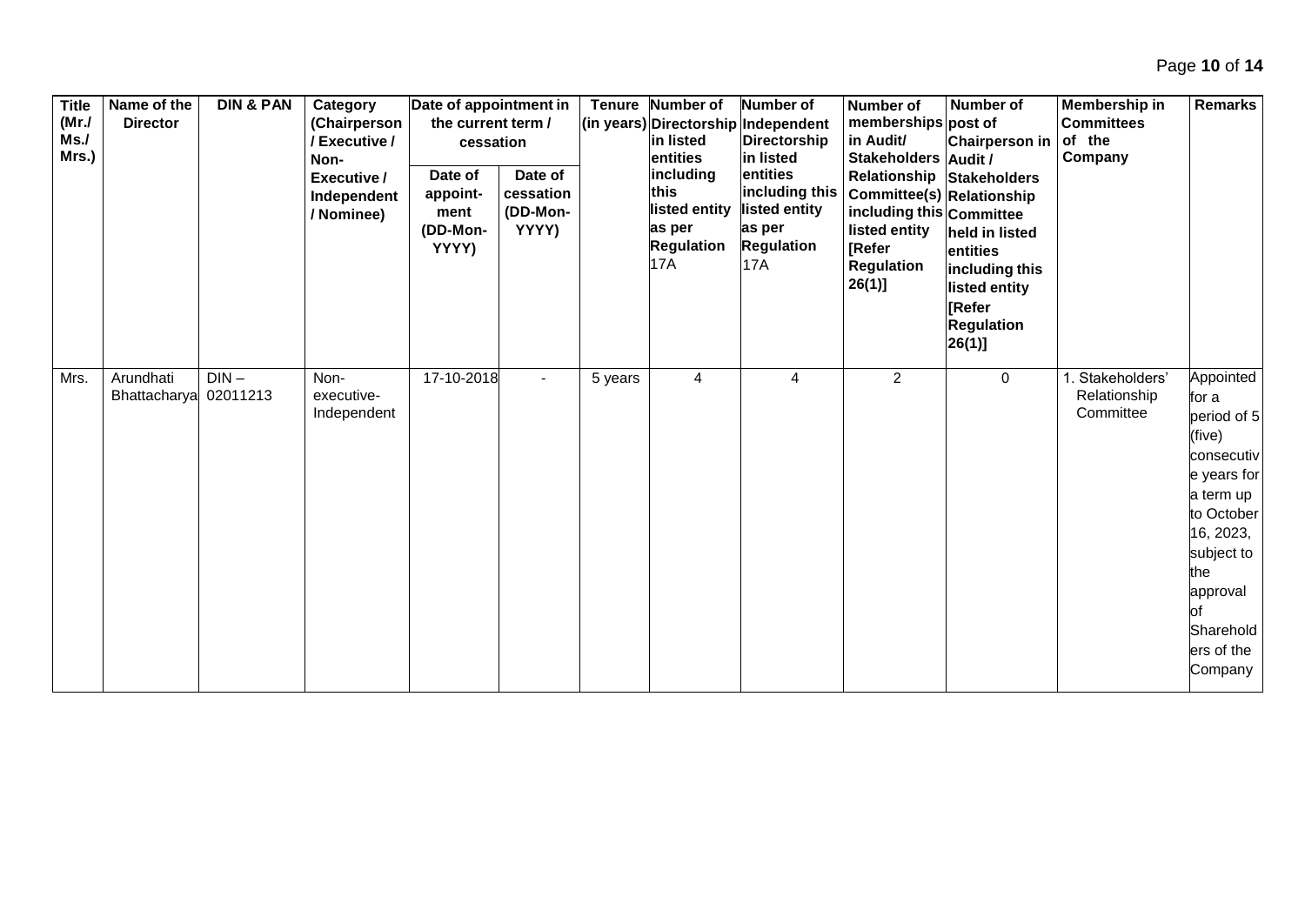| Title (Mr./ Ms./ Mrs.) | Name of the Director | DIN & PAN | Category (Chairperson / Executive / Non-Executive / Independent / Nominee) | Date of appointment in the current term / cessation | | Tenure (in years) | Number of Directorship in listed entities including this listed entity as per Regulation 17A | Number of Independent Directorship in listed entities including this listed entity as per Regulation 17A | Number of memberships in Audit/ Stakeholders Relationship Committee(s) including this listed entity [Refer Regulation 26(1)] | Number of post of Chairperson in Audit / Stakeholders Relationship Committee held in listed entities including this listed entity [Refer Regulation 26(1)] | Membership in Committees of the Company | Remarks |
|---|---|---|---|---|---|---|---|---|---|---|---|---|
| | | | | Date of appoint-ment (DD-Mon-YYYY) | Date of cessation (DD-Mon-YYYY) | | | | | | | |
| Mrs. | Arundhati Bhattacharya | DIN – 02011213 | Non-executive-Independent | 17-10-2018 | - | 5 years | 4 | 4 | 2 | 0 | 1. Stakeholders' Relationship Committee | Appointed for a period of 5 (five) consecutive years for a term up to October 16, 2023, subject to the approval of Shareholders of the Company |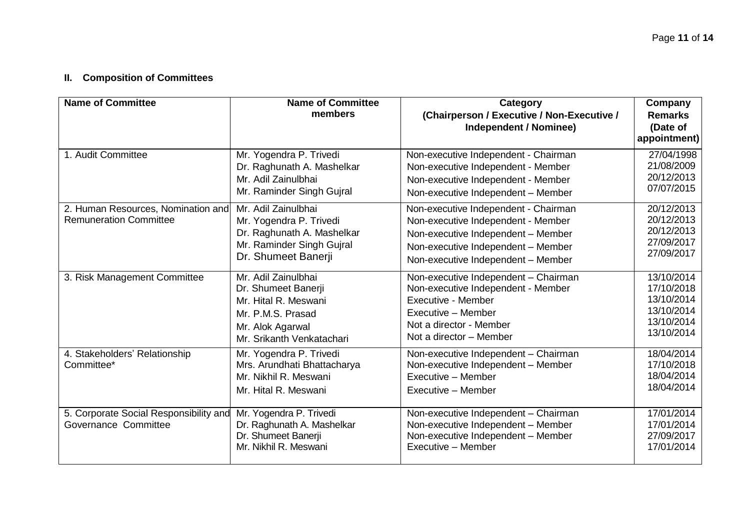## II. Composition of Committees

| Name of Committee | Name of Committee members | Category (Chairperson / Executive / Non-Executive / Independent / Nominee) | Company Remarks (Date of appointment) |
|---|---|---|---|
| 1. Audit Committee | Mr. Yogendra P. Trivedi<br>Dr. Raghunath A. Mashelkar<br>Mr. Adil Zainulbhai<br>Mr. Raminder Singh Gujral | Non-executive Independent - Chairman<br>Non-executive Independent - Member<br>Non-executive Independent - Member<br>Non-executive Independent – Member | 27/04/1998<br>21/08/2009<br>20/12/2013<br>07/07/2015 |
| 2. Human Resources, Nomination and Remuneration Committee | Mr. Adil Zainulbhai<br>Mr. Yogendra P. Trivedi<br>Dr. Raghunath A. Mashelkar<br>Mr. Raminder Singh Gujral<br>Dr. Shumeet Banerji | Non-executive Independent - Chairman<br>Non-executive Independent - Member<br>Non-executive Independent – Member<br>Non-executive Independent – Member<br>Non-executive Independent – Member | 20/12/2013<br>20/12/2013<br>20/12/2013<br>27/09/2017<br>27/09/2017 |
| 3. Risk Management Committee | Mr. Adil Zainulbhai<br>Dr. Shumeet Banerji<br>Mr. Hital R. Meswani<br>Mr. P.M.S. Prasad<br>Mr. Alok Agarwal<br>Mr. Srikanth Venkatachari | Non-executive Independent – Chairman<br>Non-executive Independent - Member<br>Executive - Member<br>Executive – Member<br>Not a director - Member<br>Not a director – Member | 13/10/2014<br>17/10/2018<br>13/10/2014<br>13/10/2014<br>13/10/2014<br>13/10/2014 |
| 4. Stakeholders' Relationship Committee* | Mr. Yogendra P. Trivedi<br>Mrs. Arundhati Bhattacharya<br>Mr. Nikhil R. Meswani<br>Mr. Hital R. Meswani | Non-executive Independent – Chairman<br>Non-executive Independent – Member<br>Executive – Member<br>Executive – Member | 18/04/2014<br>17/10/2018<br>18/04/2014<br>18/04/2014 |
| 5. Corporate Social Responsibility and Governance Committee | Mr. Yogendra P. Trivedi<br>Dr. Raghunath A. Mashelkar<br>Dr. Shumeet Banerji<br>Mr. Nikhil R. Meswani | Non-executive Independent – Chairman<br>Non-executive Independent – Member<br>Non-executive Independent – Member<br>Executive – Member | 17/01/2014<br>17/01/2014<br>27/09/2017<br>17/01/2014 |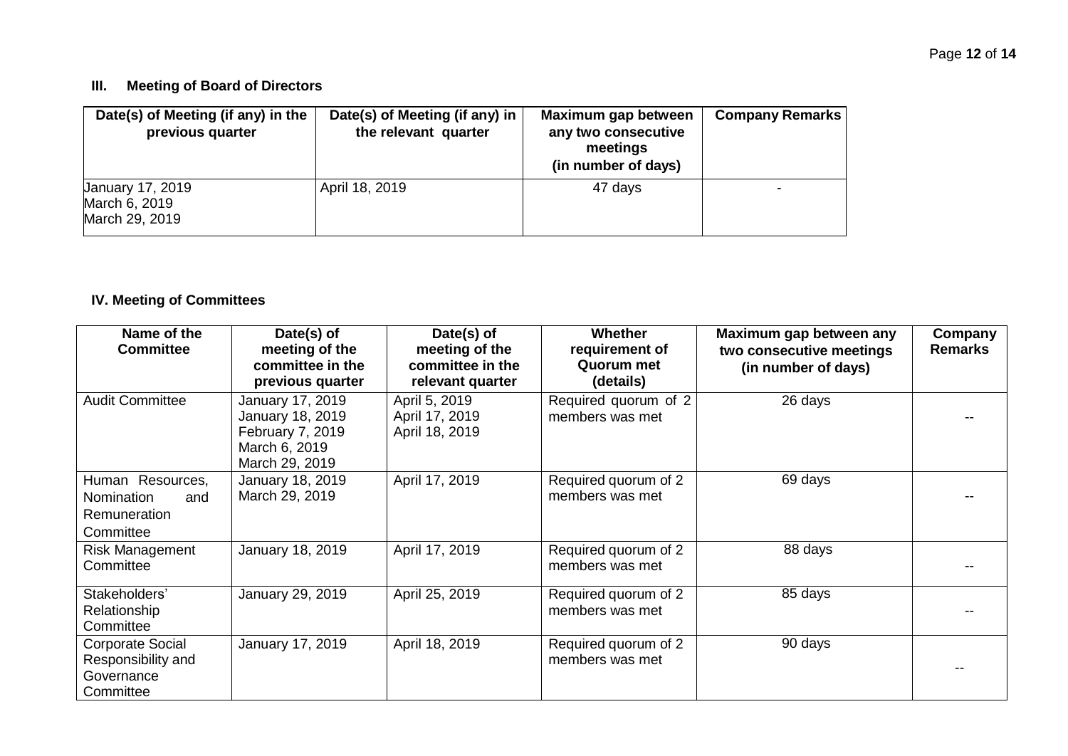### III. Meeting of Board of Directors

| Date(s) of Meeting (if any) in the previous quarter | Date(s) of Meeting (if any) in the relevant quarter | Maximum gap between any two consecutive meetings (in number of days) | Company Remarks |
|---|---|---|---|
| January 17, 2019<br>March 6, 2019<br>March 29, 2019 | April 18, 2019 | 47 days | - |

### IV. Meeting of Committees

| Name of the Committee | Date(s) of meeting of the committee in the previous quarter | Date(s) of meeting of the committee in the relevant quarter | Whether requirement of Quorum met (details) | Maximum gap between any two consecutive meetings (in number of days) | Company Remarks |
|---|---|---|---|---|---|
| Audit Committee | January 17, 2019<br>January 18, 2019<br>February 7, 2019<br>March 6, 2019<br>March 29, 2019 | April 5, 2019<br>April 17, 2019<br>April 18, 2019 | Required quorum of 2 members was met | 26 days | -- |
| Human Resources, Nomination and Remuneration Committee | January 18, 2019<br>March 29, 2019 | April 17, 2019 | Required quorum of 2 members was met | 69 days | -- |
| Risk Management Committee | January 18, 2019 | April 17, 2019 | Required quorum of 2 members was met | 88 days | -- |
| Stakeholders' Relationship Committee | January 29, 2019 | April 25, 2019 | Required quorum of 2 members was met | 85 days | -- |
| Corporate Social Responsibility and Governance Committee | January 17, 2019 | April 18, 2019 | Required quorum of 2 members was met | 90 days | -- |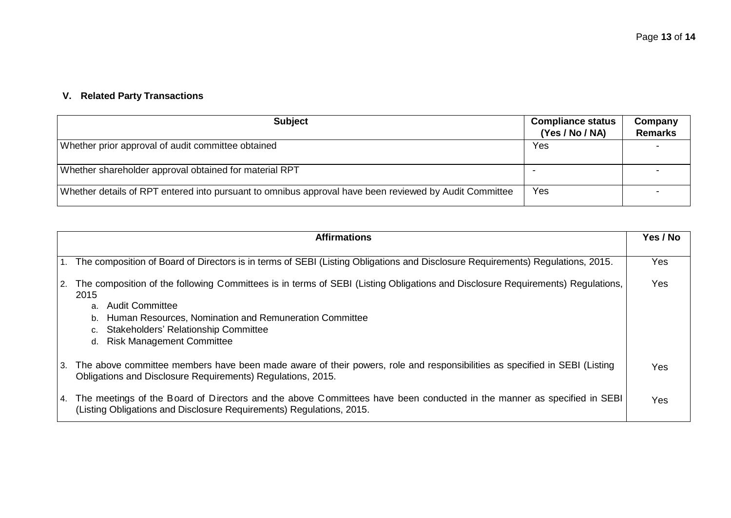### V. Related Party Transactions

| Subject | Compliance status (Yes / No / NA) | Company Remarks |
|---|---|---|
| Whether prior approval of audit committee obtained | Yes | - |
| Whether shareholder approval obtained for material RPT | - | - |
| Whether details of RPT entered into pursuant to omnibus approval have been reviewed by Audit Committee | Yes | - |

| Affirmations | Yes / No |
|---|---|
| 1. The composition of Board of Directors is in terms of SEBI (Listing Obligations and Disclosure Requirements) Regulations, 2015. | Yes |
| 2. The composition of the following Committees is in terms of SEBI (Listing Obligations and Disclosure Requirements) Regulations, 2015<br>a. Audit Committee<br>b. Human Resources, Nomination and Remuneration Committee<br>c. Stakeholders' Relationship Committee<br>d. Risk Management Committee | Yes |
| 3. The above committee members have been made aware of their powers, role and responsibilities as specified in SEBI (Listing Obligations and Disclosure Requirements) Regulations, 2015. | Yes |
| 4. The meetings of the Board of Directors and the above Committees have been conducted in the manner as specified in SEBI (Listing Obligations and Disclosure Requirements) Regulations, 2015. | Yes |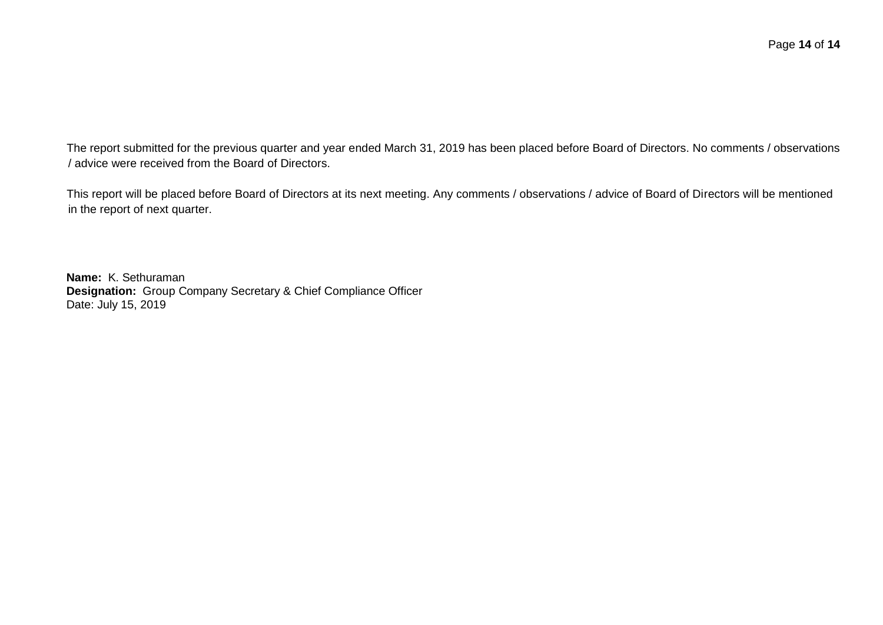The report submitted for the previous quarter and year ended March 31, 2019 has been placed before Board of Directors. No comments / observations / advice were received from the Board of Directors.

This report will be placed before Board of Directors at its next meeting. Any comments / observations / advice of Board of Directors will be mentioned in the report of next quarter.

**Name:** K. Sethuraman  
**Designation:** Group Company Secretary & Chief Compliance Officer  
Date: July 15, 2019